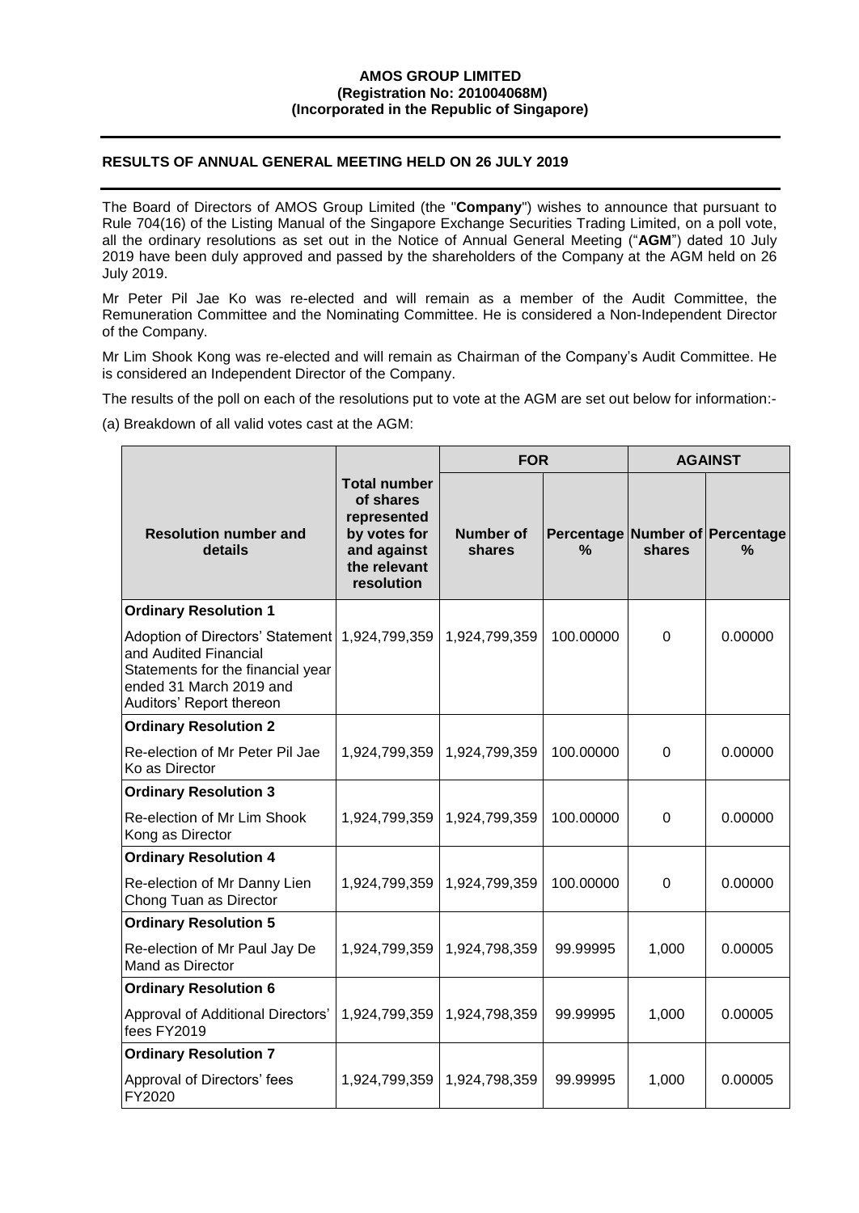**AMOS GROUP LIMITED**
**(Registration No: 201004068M)**
**(Incorporated in the Republic of Singapore)**

---

## RESULTS OF ANNUAL GENERAL MEETING HELD ON 26 JULY 2019

---

The Board of Directors of AMOS Group Limited (the "**Company**") wishes to announce that pursuant to Rule 704(16) of the Listing Manual of the Singapore Exchange Securities Trading Limited, on a poll vote, all the ordinary resolutions as set out in the Notice of Annual General Meeting ("**AGM**") dated 10 July 2019 have been duly approved and passed by the shareholders of the Company at the AGM held on 26 July 2019.

Mr Peter Pil Jae Ko was re-elected and will remain as a member of the Audit Committee, the Remuneration Committee and the Nominating Committee. He is considered a Non-Independent Director of the Company.

Mr Lim Shook Kong was re-elected and will remain as Chairman of the Company's Audit Committee. He is considered an Independent Director of the Company.

The results of the poll on each of the resolutions put to vote at the AGM are set out below for information:-

(a) Breakdown of all valid votes cast at the AGM:

| Resolution number and details | Total number of shares represented by votes for and against the relevant resolution | FOR | | AGAINST | |
|---|---|---|---|---|---|
| | | Number of shares | Percentage % | Number of shares | Percentage % |
| **Ordinary Resolution 1** | | | | | |
| Adoption of Directors' Statement and Audited Financial Statements for the financial year ended 31 March 2019 and Auditors' Report thereon | 1,924,799,359 | 1,924,799,359 | 100.00000 | 0 | 0.00000 |
| **Ordinary Resolution 2** | | | | | |
| Re-election of Mr Peter Pil Jae Ko as Director | 1,924,799,359 | 1,924,799,359 | 100.00000 | 0 | 0.00000 |
| **Ordinary Resolution 3** | | | | | |
| Re-election of Mr Lim Shook Kong as Director | 1,924,799,359 | 1,924,799,359 | 100.00000 | 0 | 0.00000 |
| **Ordinary Resolution 4** | | | | | |
| Re-election of Mr Danny Lien Chong Tuan as Director | 1,924,799,359 | 1,924,799,359 | 100.00000 | 0 | 0.00000 |
| **Ordinary Resolution 5** | | | | | |
| Re-election of Mr Paul Jay De Mand as Director | 1,924,799,359 | 1,924,798,359 | 99.99995 | 1,000 | 0.00005 |
| **Ordinary Resolution 6** | | | | | |
| Approval of Additional Directors' fees FY2019 | 1,924,799,359 | 1,924,798,359 | 99.99995 | 1,000 | 0.00005 |
| **Ordinary Resolution 7** | | | | | |
| Approval of Directors' fees FY2020 | 1,924,799,359 | 1,924,798,359 | 99.99995 | 1,000 | 0.00005 |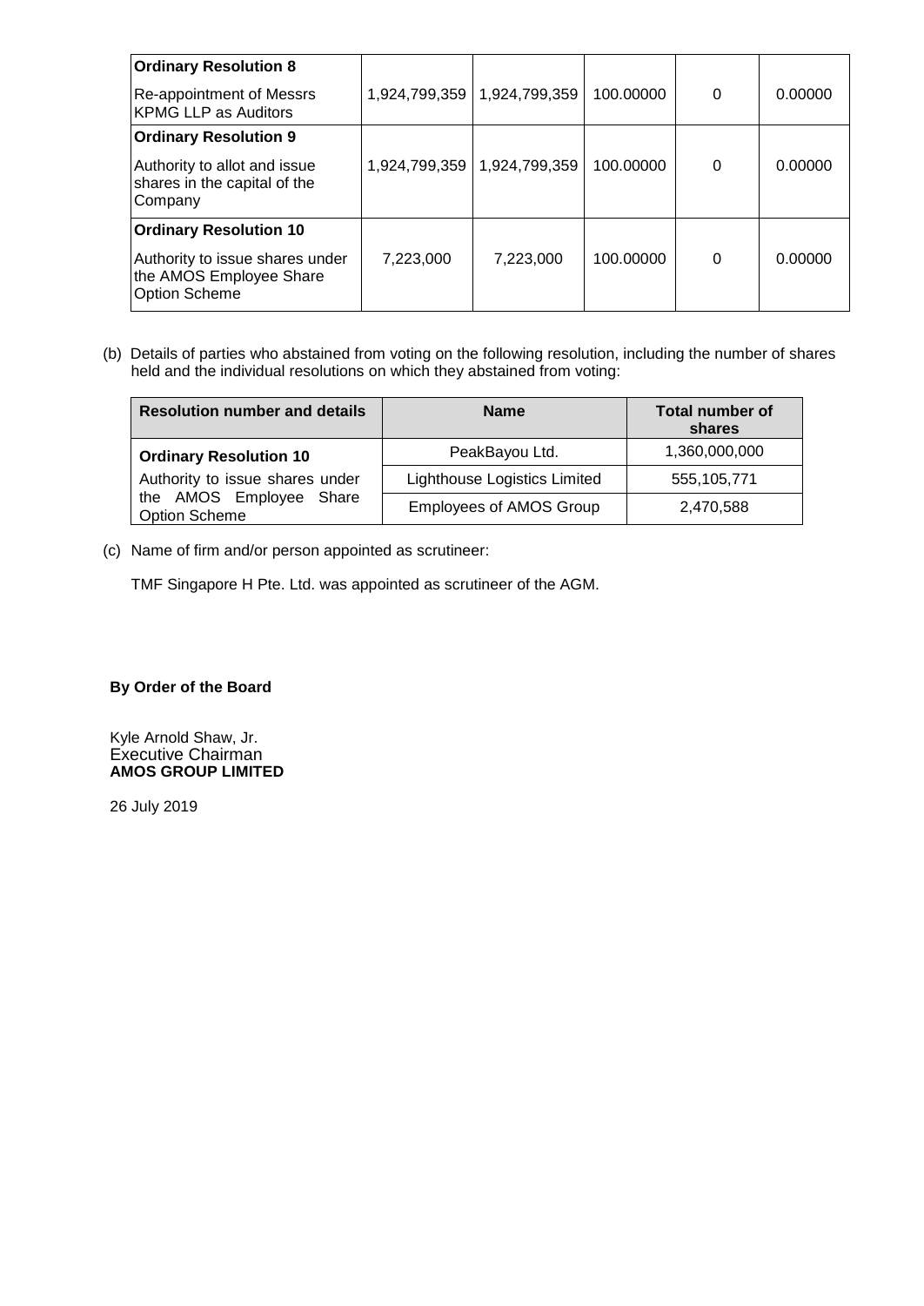| | | | | | |
|---|---|---|---|---|---|
| **Ordinary Resolution 8**<br>Re-appointment of Messrs KPMG LLP as Auditors | 1,924,799,359 | 1,924,799,359 | 100.00000 | 0 | 0.00000 |
| **Ordinary Resolution 9**<br>Authority to allot and issue shares in the capital of the Company | 1,924,799,359 | 1,924,799,359 | 100.00000 | 0 | 0.00000 |
| **Ordinary Resolution 10**<br>Authority to issue shares under the AMOS Employee Share Option Scheme | 7,223,000 | 7,223,000 | 100.00000 | 0 | 0.00000 |

(b) Details of parties who abstained from voting on the following resolution, including the number of shares held and the individual resolutions on which they abstained from voting:

| Resolution number and details | Name | Total number of shares |
|---|---|---|
| **Ordinary Resolution 10**<br>Authority to issue shares under the AMOS Employee Share Option Scheme | PeakBayou Ltd. | 1,360,000,000 |
| | Lighthouse Logistics Limited | 555,105,771 |
| | Employees of AMOS Group | 2,470,588 |

(c) Name of firm and/or person appointed as scrutineer:

TMF Singapore H Pte. Ltd. was appointed as scrutineer of the AGM.

**By Order of the Board**

Kyle Arnold Shaw, Jr.
Executive Chairman
**AMOS GROUP LIMITED**

26 July 2019